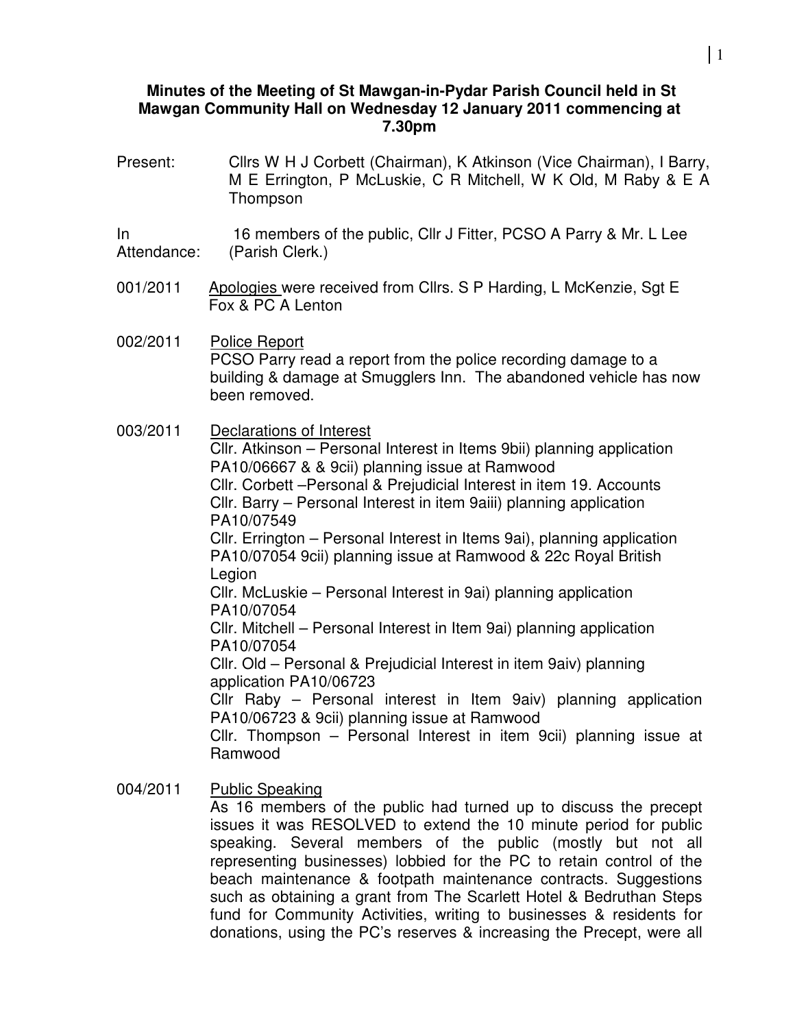**Minutes of the Meeting of St Mawgan-in-Pydar Parish Council held in St Mawgan Community Hall on Wednesday 12 January 2011 commencing at 7.30pm**

Present: Cllrs W H J Corbett (Chairman), K Atkinson (Vice Chairman), I Barry, M E Errington, P McLuskie, C R Mitchell, W K Old, M Raby & E A Thompson

In Attendance: 16 members of the public, Cllr J Fitter, PCSO A Parry & Mr. L Lee (Parish Clerk.)

001/2011 Apologies were received from Cllrs. S P Harding, L McKenzie, Sgt E Fox & PC A Lenton

002/2011 Police Report
PCSO Parry read a report from the police recording damage to a building & damage at Smugglers Inn. The abandoned vehicle has now been removed.

003/2011 Declarations of Interest
Cllr. Atkinson – Personal Interest in Items 9bii) planning application PA10/06667 & & 9cii) planning issue at Ramwood
Cllr. Corbett –Personal & Prejudicial Interest in item 19. Accounts
Cllr. Barry – Personal Interest in item 9aiii) planning application PA10/07549
Cllr. Errington – Personal Interest in Items 9ai), planning application PA10/07054 9cii) planning issue at Ramwood & 22c Royal British Legion
Cllr. McLuskie – Personal Interest in 9ai) planning application PA10/07054
Cllr. Mitchell – Personal Interest in Item 9ai) planning application PA10/07054
Cllr. Old – Personal & Prejudicial Interest in item 9aiv) planning application PA10/06723
Cllr Raby – Personal interest in Item 9aiv) planning application PA10/06723 & 9cii) planning issue at Ramwood
Cllr. Thompson – Personal Interest in item 9cii) planning issue at Ramwood

004/2011 Public Speaking
As 16 members of the public had turned up to discuss the precept issues it was RESOLVED to extend the 10 minute period for public speaking. Several members of the public (mostly but not all representing businesses) lobbied for the PC to retain control of the beach maintenance & footpath maintenance contracts. Suggestions such as obtaining a grant from The Scarlett Hotel & Bedruthan Steps fund for Community Activities, writing to businesses & residents for donations, using the PC's reserves & increasing the Precept, were all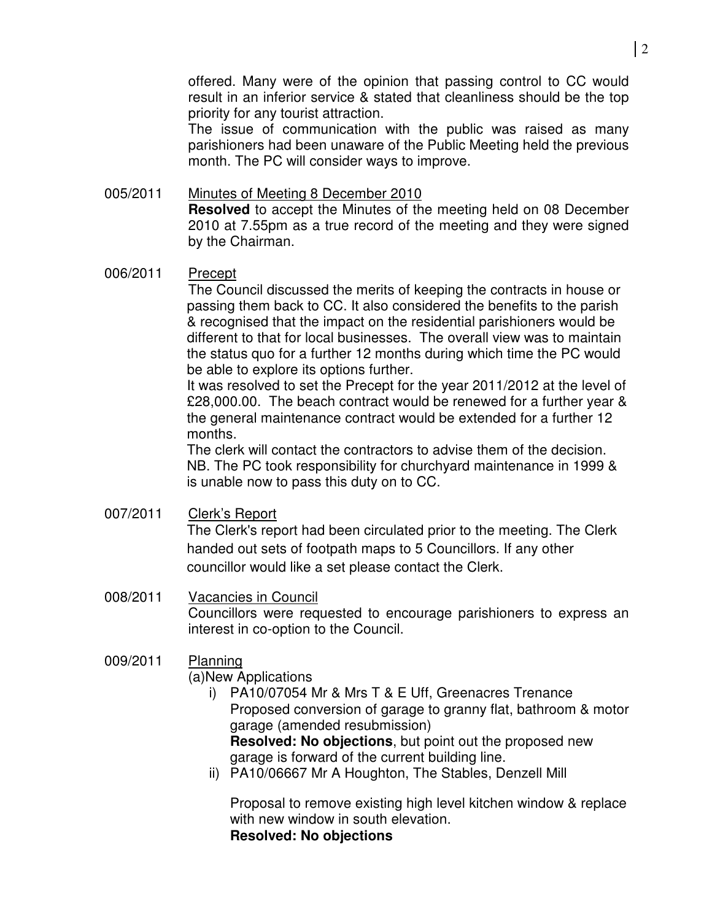offered. Many were of the opinion that passing control to CC would result in an inferior service & stated that cleanliness should be the top priority for any tourist attraction.

The issue of communication with the public was raised as many parishioners had been unaware of the Public Meeting held the previous month. The PC will consider ways to improve.

005/2011 Minutes of Meeting 8 December 2010

**Resolved** to accept the Minutes of the meeting held on 08 December 2010 at 7.55pm as a true record of the meeting and they were signed by the Chairman.

006/2011 Precept

The Council discussed the merits of keeping the contracts in house or passing them back to CC. It also considered the benefits to the parish & recognised that the impact on the residential parishioners would be different to that for local businesses. The overall view was to maintain the status quo for a further 12 months during which time the PC would be able to explore its options further.

It was resolved to set the Precept for the year 2011/2012 at the level of £28,000.00. The beach contract would be renewed for a further year & the general maintenance contract would be extended for a further 12 months.

The clerk will contact the contractors to advise them of the decision.

NB. The PC took responsibility for churchyard maintenance in 1999 & is unable now to pass this duty on to CC.

007/2011 Clerk's Report

The Clerk's report had been circulated prior to the meeting. The Clerk handed out sets of footpath maps to 5 Councillors. If any other councillor would like a set please contact the Clerk.

008/2011 Vacancies in Council

Councillors were requested to encourage parishioners to express an interest in co-option to the Council.

009/2011 Planning

(a)New Applications

i) PA10/07054 Mr & Mrs T & E Uff, Greenacres Trenance
Proposed conversion of garage to granny flat, bathroom & motor garage (amended resubmission)
**Resolved: No objections**, but point out the proposed new garage is forward of the current building line.

ii) PA10/06667 Mr A Houghton, The Stables, Denzell Mill

Proposal to remove existing high level kitchen window & replace with new window in south elevation.
**Resolved: No objections**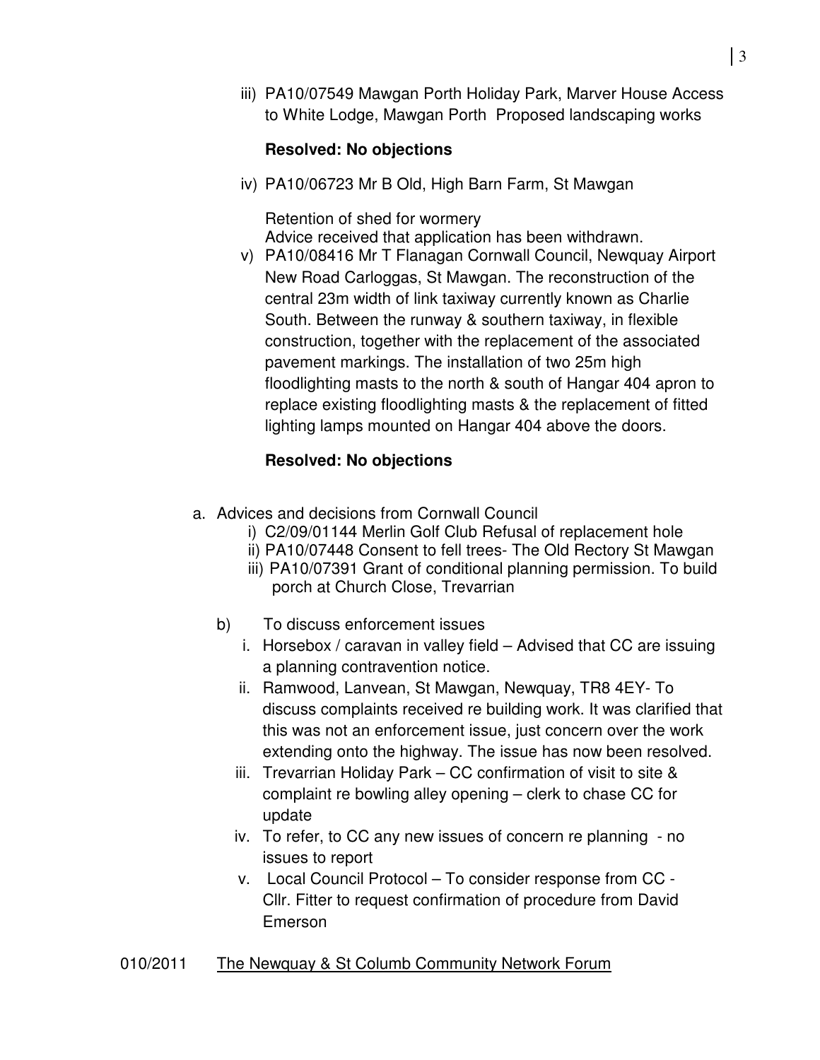iii) PA10/07549 Mawgan Porth Holiday Park, Marver House Access to White Lodge, Mawgan Porth  Proposed landscaping works

**Resolved: No objections**

iv) PA10/06723 Mr B Old, High Barn Farm, St Mawgan

Retention of shed for wormery
Advice received that application has been withdrawn.

v) PA10/08416 Mr T Flanagan Cornwall Council, Newquay Airport New Road Carloggas, St Mawgan. The reconstruction of the central 23m width of link taxiway currently known as Charlie South. Between the runway & southern taxiway, in flexible construction, together with the replacement of the associated pavement markings. The installation of two 25m high floodlighting masts to the north & south of Hangar 404 apron to replace existing floodlighting masts & the replacement of fitted lighting lamps mounted on Hangar 404 above the doors.

**Resolved: No objections**

a. Advices and decisions from Cornwall Council
   i) C2/09/01144 Merlin Golf Club Refusal of replacement hole
   ii) PA10/07448 Consent to fell trees- The Old Rectory St Mawgan
   iii) PA10/07391 Grant of conditional planning permission. To build porch at Church Close, Trevarrian

b) To discuss enforcement issues
   i. Horsebox / caravan in valley field – Advised that CC are issuing a planning contravention notice.
   ii. Ramwood, Lanvean, St Mawgan, Newquay, TR8 4EY- To discuss complaints received re building work. It was clarified that this was not an enforcement issue, just concern over the work extending onto the highway. The issue has now been resolved.
   iii. Trevarrian Holiday Park – CC confirmation of visit to site & complaint re bowling alley opening – clerk to chase CC for update
   iv. To refer, to CC any new issues of concern re planning - no issues to report
   v. Local Council Protocol – To consider response from CC - Cllr. Fitter to request confirmation of procedure from David Emerson

010/2011 The Newquay & St Columb Community Network Forum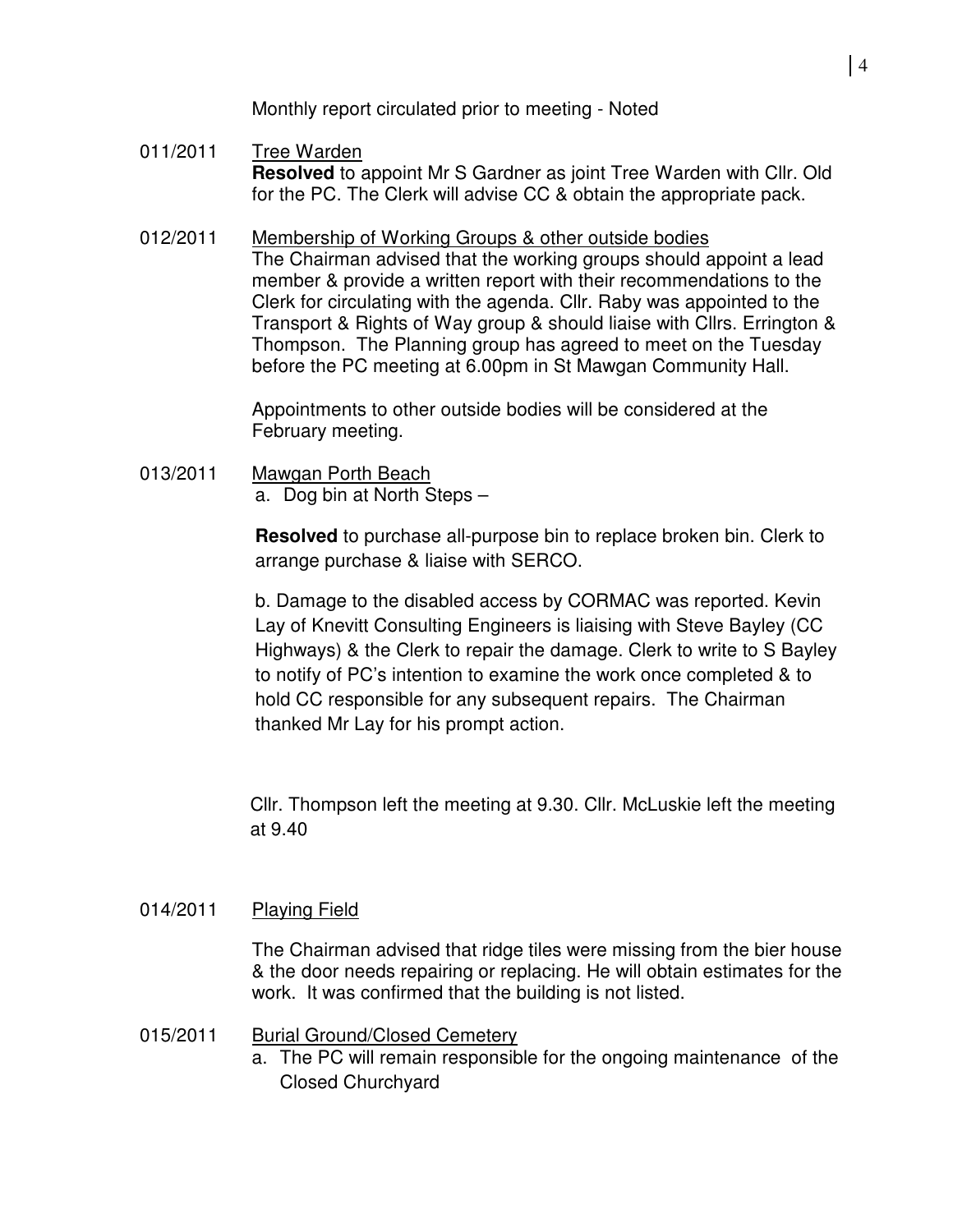Monthly report circulated prior to meeting - Noted

011/2011 Tree Warden

**Resolved** to appoint Mr S Gardner as joint Tree Warden with Cllr. Old for the PC. The Clerk will advise CC & obtain the appropriate pack.

012/2011 Membership of Working Groups & other outside bodies

The Chairman advised that the working groups should appoint a lead member & provide a written report with their recommendations to the Clerk for circulating with the agenda. Cllr. Raby was appointed to the Transport & Rights of Way group & should liaise with Cllrs. Errington & Thompson. The Planning group has agreed to meet on the Tuesday before the PC meeting at 6.00pm in St Mawgan Community Hall.

Appointments to other outside bodies will be considered at the February meeting.

013/2011 Mawgan Porth Beach

a. Dog bin at North Steps –

**Resolved** to purchase all-purpose bin to replace broken bin. Clerk to arrange purchase & liaise with SERCO.

b. Damage to the disabled access by CORMAC was reported. Kevin Lay of Knevitt Consulting Engineers is liaising with Steve Bayley (CC Highways) & the Clerk to repair the damage. Clerk to write to S Bayley to notify of PC's intention to examine the work once completed & to hold CC responsible for any subsequent repairs. The Chairman thanked Mr Lay for his prompt action.

Cllr. Thompson left the meeting at 9.30. Cllr. McLuskie left the meeting at 9.40

014/2011 Playing Field

The Chairman advised that ridge tiles were missing from the bier house & the door needs repairing or replacing. He will obtain estimates for the work. It was confirmed that the building is not listed.

015/2011 Burial Ground/Closed Cemetery

a. The PC will remain responsible for the ongoing maintenance of the Closed Churchyard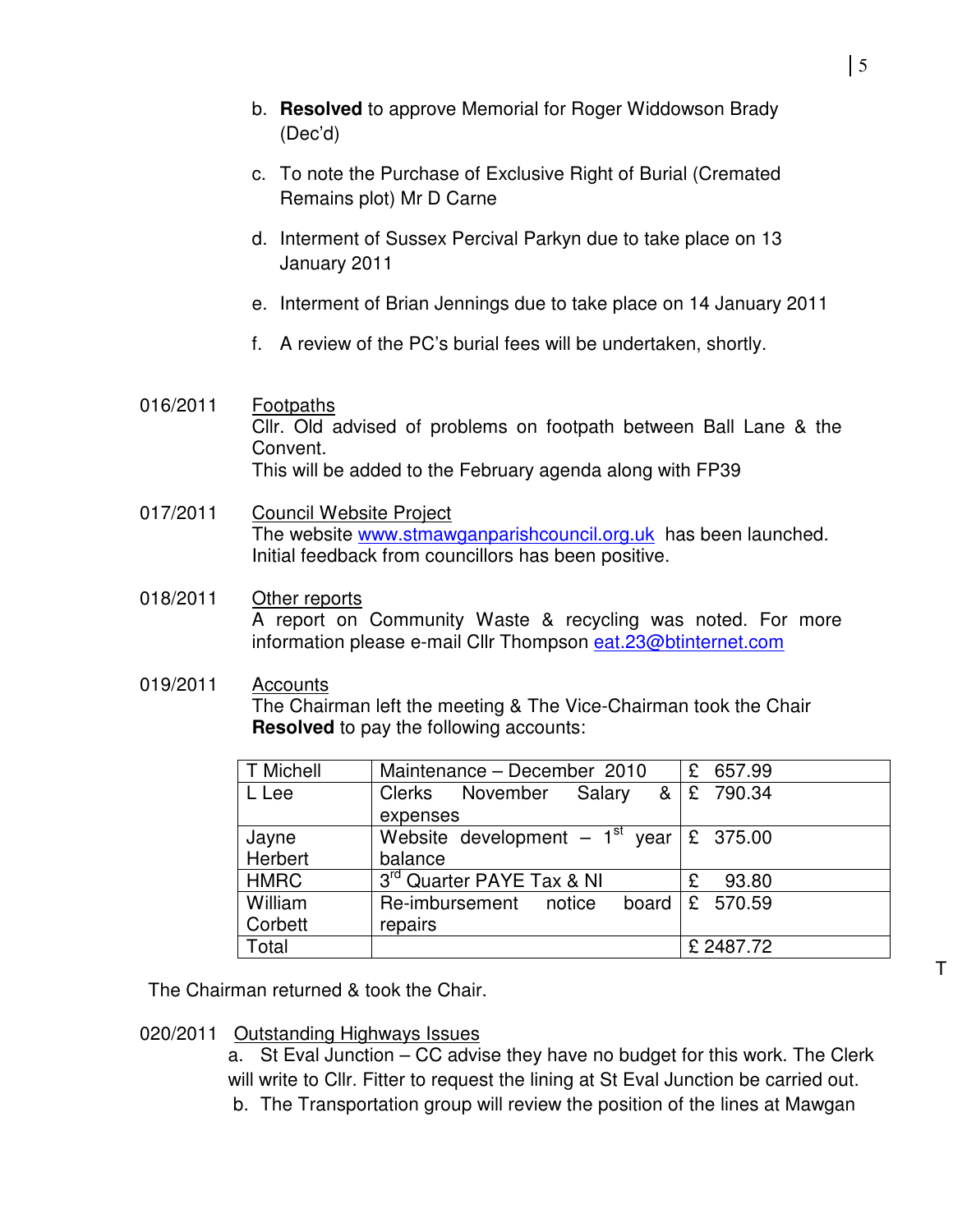b. **Resolved** to approve Memorial for Roger Widdowson Brady (Dec'd)

c. To note the Purchase of Exclusive Right of Burial (Cremated Remains plot) Mr D Carne

d. Interment of Sussex Percival Parkyn due to take place on 13 January 2011

e. Interment of Brian Jennings due to take place on 14 January 2011

f. A review of the PC's burial fees will be undertaken, shortly.

016/2011 Footpaths
Cllr. Old advised of problems on footpath between Ball Lane & the Convent.
This will be added to the February agenda along with FP39

017/2011 Council Website Project
The website www.stmawganparishcouncil.org.uk has been launched.
Initial feedback from councillors has been positive.

018/2011 Other reports
A report on Community Waste & recycling was noted. For more information please e-mail Cllr Thompson eat.23@btinternet.com

019/2011 Accounts
The Chairman left the meeting & The Vice-Chairman took the Chair
**Resolved** to pay the following accounts:

| | | |
|---|---|---|
| T Michell | Maintenance – December 2010 | £ 657.99 |
| L Lee | Clerks November Salary & expenses | £ 790.34 |
| Jayne Herbert | Website development – 1st year balance | £ 375.00 |
| HMRC | 3rd Quarter PAYE Tax & NI | £ 93.80 |
| William Corbett | Re-imbursement notice board repairs | £ 570.59 |
| Total | | £ 2487.72 |

The Chairman returned & took the Chair.

020/2011 Outstanding Highways Issues
a. St Eval Junction – CC advise they have no budget for this work. The Clerk will write to Cllr. Fitter to request the lining at St Eval Junction be carried out.
b. The Transportation group will review the position of the lines at Mawgan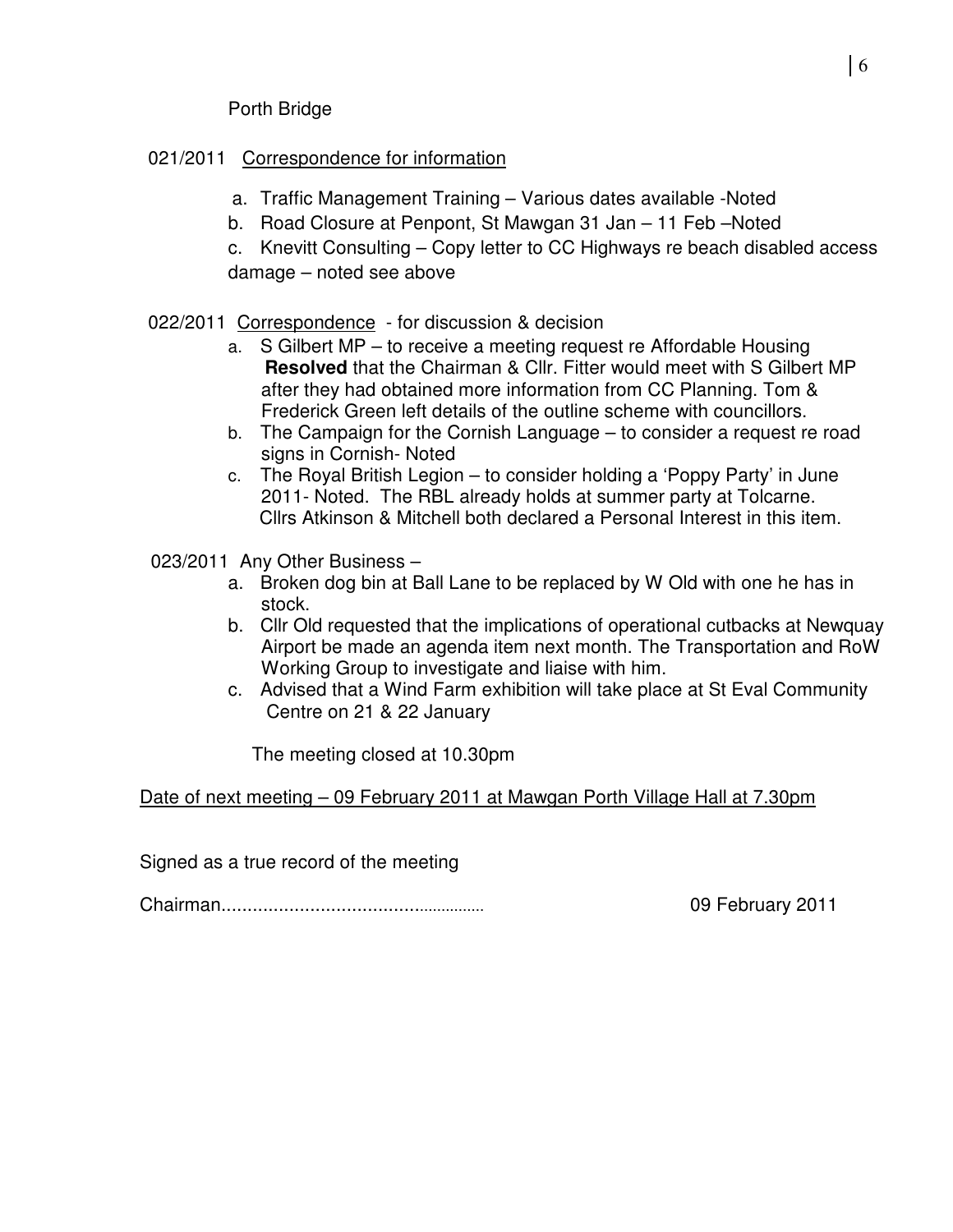Porth Bridge

021/2011 <u>Correspondence for information</u>

a. Traffic Management Training – Various dates available -Noted
b. Road Closure at Penpont, St Mawgan 31 Jan – 11 Feb –Noted
c. Knevitt Consulting – Copy letter to CC Highways re beach disabled access damage – noted see above

022/2011 <u>Correspondence</u> - for discussion & decision

a. S Gilbert MP – to receive a meeting request re Affordable Housing **Resolved** that the Chairman & Cllr. Fitter would meet with S Gilbert MP after they had obtained more information from CC Planning. Tom & Frederick Green left details of the outline scheme with councillors.
b. The Campaign for the Cornish Language – to consider a request re road signs in Cornish- Noted
c. The Royal British Legion – to consider holding a 'Poppy Party' in June 2011- Noted. The RBL already holds at summer party at Tolcarne. Cllrs Atkinson & Mitchell both declared a Personal Interest in this item.

023/2011 Any Other Business –

a. Broken dog bin at Ball Lane to be replaced by W Old with one he has in stock.
b. Cllr Old requested that the implications of operational cutbacks at Newquay Airport be made an agenda item next month. The Transportation and RoW Working Group to investigate and liaise with him.
c. Advised that a Wind Farm exhibition will take place at St Eval Community Centre on 21 & 22 January

The meeting closed at 10.30pm

<u>Date of next meeting – 09 February 2011 at Mawgan Porth Village Hall at 7.30pm</u>

Signed as a true record of the meeting

Chairman.................................................. 09 February 2011